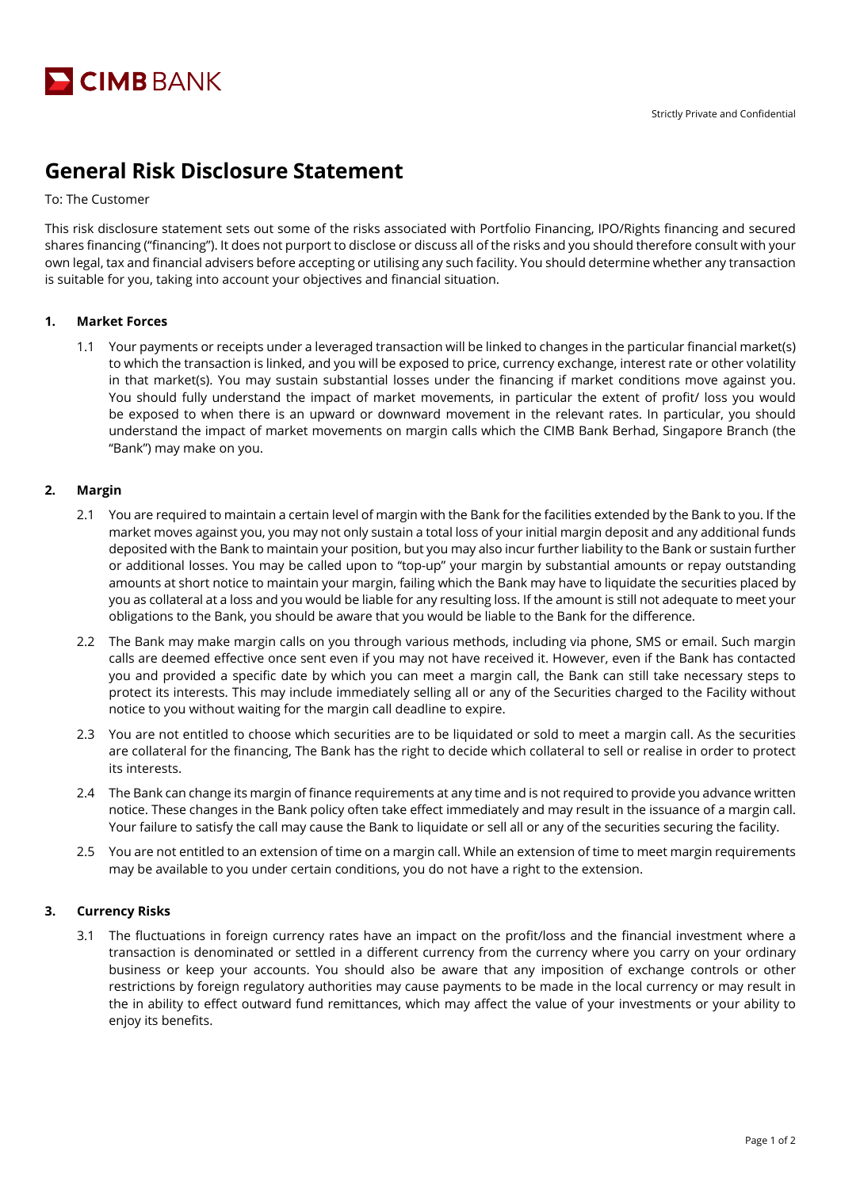CIMB BANK

Strictly Private and Confidential

# General Risk Disclosure Statement

To: The Customer

This risk disclosure statement sets out some of the risks associated with Portfolio Financing, IPO/Rights financing and secured shares financing ("financing"). It does not purport to disclose or discuss all of the risks and you should therefore consult with your own legal, tax and financial advisers before accepting or utilising any such facility. You should determine whether any transaction is suitable for you, taking into account your objectives and financial situation.

## 1. Market Forces

1.1 Your payments or receipts under a leveraged transaction will be linked to changes in the particular financial market(s) to which the transaction is linked, and you will be exposed to price, currency exchange, interest rate or other volatility in that market(s). You may sustain substantial losses under the financing if market conditions move against you. You should fully understand the impact of market movements, in particular the extent of profit/ loss you would be exposed to when there is an upward or downward movement in the relevant rates. In particular, you should understand the impact of market movements on margin calls which the CIMB Bank Berhad, Singapore Branch (the "Bank") may make on you.

## 2. Margin

2.1 You are required to maintain a certain level of margin with the Bank for the facilities extended by the Bank to you. If the market moves against you, you may not only sustain a total loss of your initial margin deposit and any additional funds deposited with the Bank to maintain your position, but you may also incur further liability to the Bank or sustain further or additional losses. You may be called upon to "top-up" your margin by substantial amounts or repay outstanding amounts at short notice to maintain your margin, failing which the Bank may have to liquidate the securities placed by you as collateral at a loss and you would be liable for any resulting loss. If the amount is still not adequate to meet your obligations to the Bank, you should be aware that you would be liable to the Bank for the difference.

2.2 The Bank may make margin calls on you through various methods, including via phone, SMS or email. Such margin calls are deemed effective once sent even if you may not have received it. However, even if the Bank has contacted you and provided a specific date by which you can meet a margin call, the Bank can still take necessary steps to protect its interests. This may include immediately selling all or any of the Securities charged to the Facility without notice to you without waiting for the margin call deadline to expire.

2.3 You are not entitled to choose which securities are to be liquidated or sold to meet a margin call. As the securities are collateral for the financing, The Bank has the right to decide which collateral to sell or realise in order to protect its interests.

2.4 The Bank can change its margin of finance requirements at any time and is not required to provide you advance written notice. These changes in the Bank policy often take effect immediately and may result in the issuance of a margin call. Your failure to satisfy the call may cause the Bank to liquidate or sell all or any of the securities securing the facility.

2.5 You are not entitled to an extension of time on a margin call. While an extension of time to meet margin requirements may be available to you under certain conditions, you do not have a right to the extension.

## 3. Currency Risks

3.1 The fluctuations in foreign currency rates have an impact on the profit/loss and the financial investment where a transaction is denominated or settled in a different currency from the currency where you carry on your ordinary business or keep your accounts. You should also be aware that any imposition of exchange controls or other restrictions by foreign regulatory authorities may cause payments to be made in the local currency or may result in the in ability to effect outward fund remittances, which may affect the value of your investments or your ability to enjoy its benefits.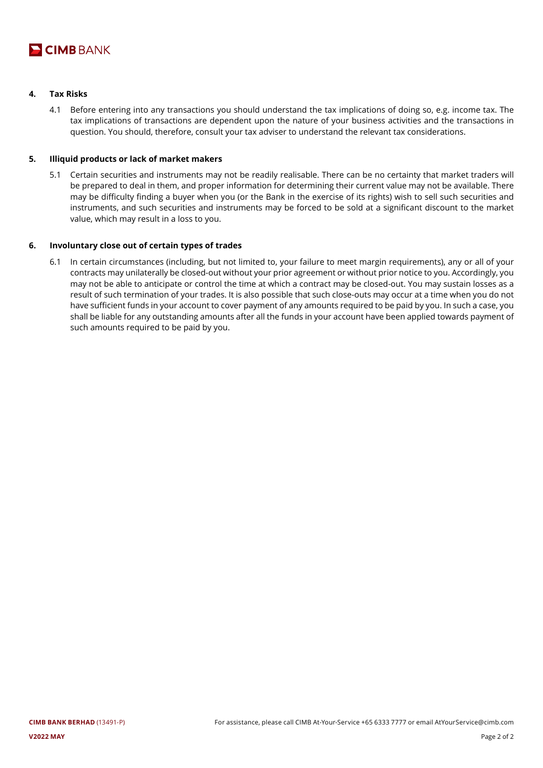## 4. Tax Risks

4.1 Before entering into any transactions you should understand the tax implications of doing so, e.g. income tax. The tax implications of transactions are dependent upon the nature of your business activities and the transactions in question. You should, therefore, consult your tax adviser to understand the relevant tax considerations.

## 5. Illiquid products or lack of market makers

5.1 Certain securities and instruments may not be readily realisable. There can be no certainty that market traders will be prepared to deal in them, and proper information for determining their current value may not be available. There may be difficulty finding a buyer when you (or the Bank in the exercise of its rights) wish to sell such securities and instruments, and such securities and instruments may be forced to be sold at a significant discount to the market value, which may result in a loss to you.

## 6. Involuntary close out of certain types of trades

6.1 In certain circumstances (including, but not limited to, your failure to meet margin requirements), any or all of your contracts may unilaterally be closed-out without your prior agreement or without prior notice to you. Accordingly, you may not be able to anticipate or control the time at which a contract may be closed-out. You may sustain losses as a result of such termination of your trades. It is also possible that such close-outs may occur at a time when you do not have sufficient funds in your account to cover payment of any amounts required to be paid by you. In such a case, you shall be liable for any outstanding amounts after all the funds in your account have been applied towards payment of such amounts required to be paid by you.